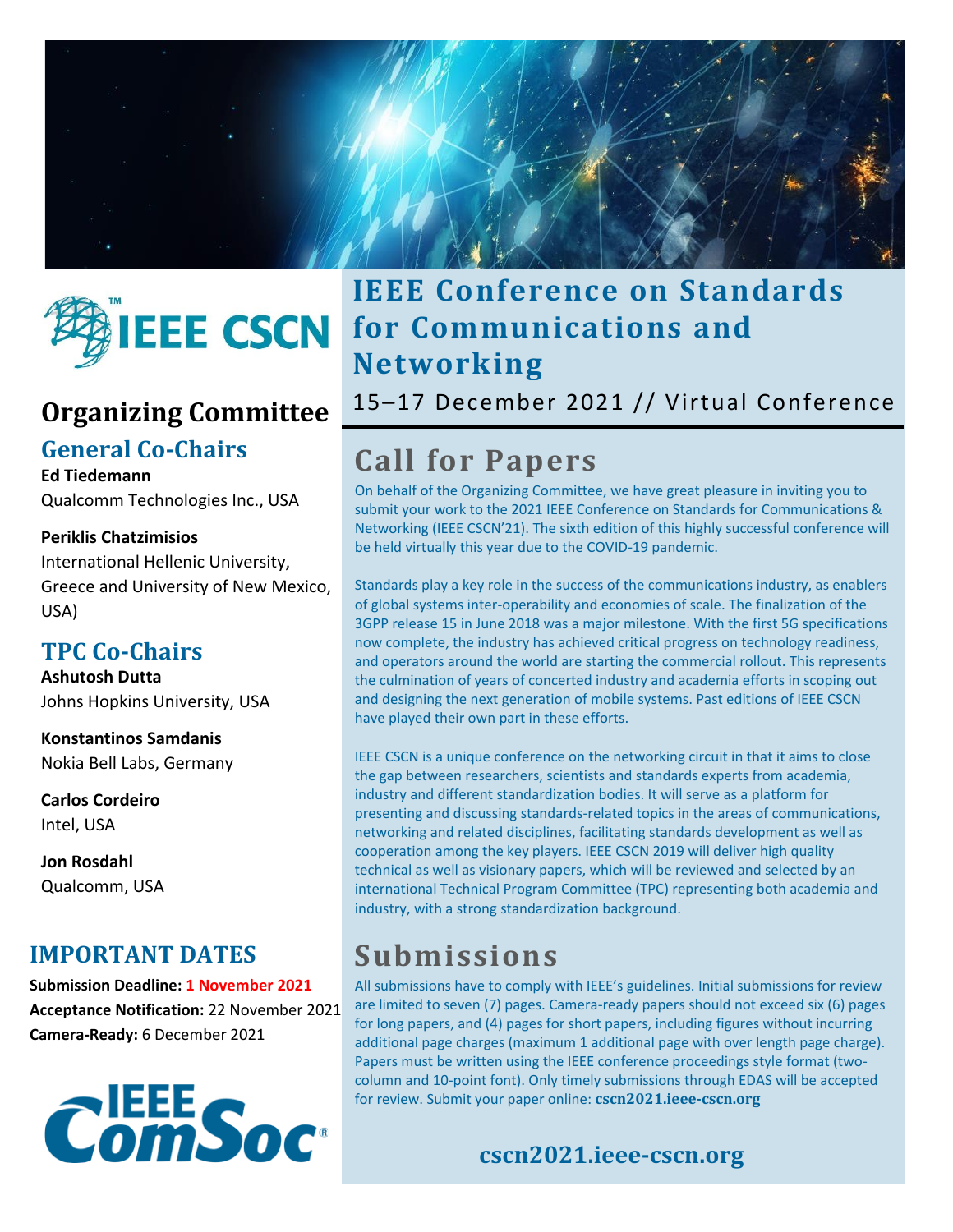# IEEE Conference on Standards for Communications and Networking

15–17 December 2021 // Virtual Conference

## Call for Papers

On behalf of the Organizing Committee, we have great pleasure in inviting you to submit your work to the 2021 IEEE Conference on Standards for Communications & Networking (IEEE CSCN'21). The sixth edition of this highly successful conference will be held virtually this year due to the COVID-19 pandemic.

Standards play a key role in the success of the communications industry, as enablers of global systems inter-operability and economies of scale. The finalization of the 3GPP release 15 in June 2018 was a major milestone. With the first 5G specifications now complete, the industry has achieved critical progress on technology readiness, and operators around the world are starting the commercial rollout. This represents the culmination of years of concerted industry and academia efforts in scoping out and designing the next generation of mobile systems. Past editions of IEEE CSCN have played their own part in these efforts.

IEEE CSCN is a unique conference on the networking circuit in that it aims to close the gap between researchers, scientists and standards experts from academia, industry and different standardization bodies. It will serve as a platform for presenting and discussing standards-related topics in the areas of communications, networking and related disciplines, facilitating standards development as well as cooperation among the key players. IEEE CSCN 2019 will deliver high quality technical as well as visionary papers, which will be reviewed and selected by an international Technical Program Committee (TPC) representing both academia and industry, with a strong standardization background.

## Submissions

All submissions have to comply with IEEE's guidelines. Initial submissions for review are limited to seven (7) pages. Camera-ready papers should not exceed six (6) pages for long papers, and (4) pages for short papers, including figures without incurring additional page charges (maximum 1 additional page with over length page charge). Papers must be written using the IEEE conference proceedings style format (two-column and 10-point font). Only timely submissions through EDAS will be accepted for review. Submit your paper online: **cscn2021.ieee-cscn.org**

**cscn2021.ieee-cscn.org**

## Organizing Committee

### General Co-Chairs

**Ed Tiedemann**
Qualcomm Technologies Inc., USA

**Periklis Chatzimisios**
International Hellenic University, Greece and University of New Mexico, USA)

### TPC Co-Chairs

**Ashutosh Dutta**
Johns Hopkins University, USA

**Konstantinos Samdanis**
Nokia Bell Labs, Germany

**Carlos Cordeiro**
Intel, USA

**Jon Rosdahl**
Qualcomm, USA

### IMPORTANT DATES

**Submission Deadline:** **1 November 2021**
**Acceptance Notification:** 22 November 2021
**Camera-Ready:** 6 December 2021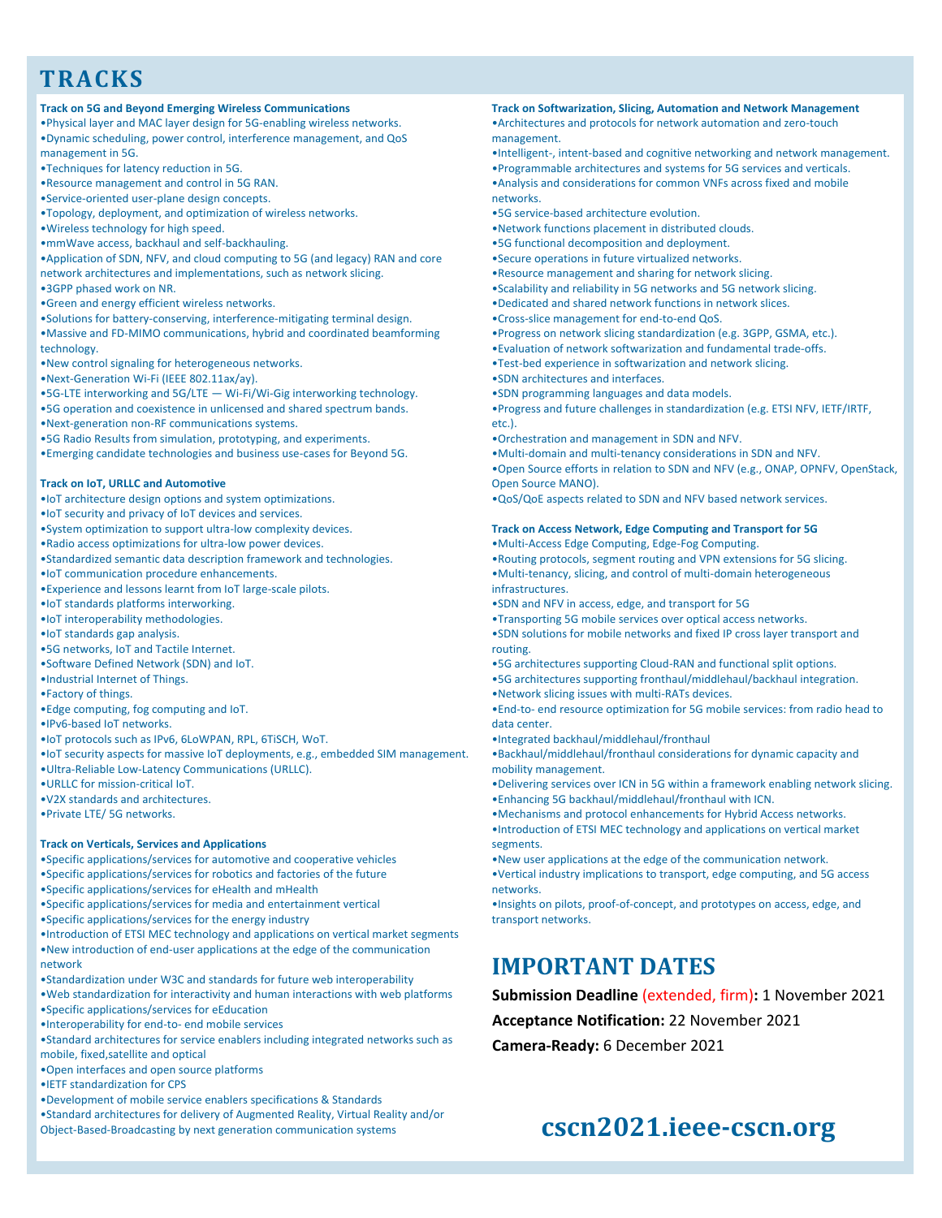# TRACKS

### Track on 5G and Beyond Emerging Wireless Communications

- •Physical layer and MAC layer design for 5G-enabling wireless networks.
- •Dynamic scheduling, power control, interference management, and QoS management in 5G.
- •Techniques for latency reduction in 5G.
- •Resource management and control in 5G RAN.
- •Service-oriented user-plane design concepts.
- •Topology, deployment, and optimization of wireless networks.
- •Wireless technology for high speed.
- •mmWave access, backhaul and self-backhauling.
- •Application of SDN, NFV, and cloud computing to 5G (and legacy) RAN and core network architectures and implementations, such as network slicing.
- •3GPP phased work on NR.
- •Green and energy efficient wireless networks.
- •Solutions for battery-conserving, interference-mitigating terminal design.
- •Massive and FD-MIMO communications, hybrid and coordinated beamforming technology.
- •New control signaling for heterogeneous networks.
- •Next-Generation Wi-Fi (IEEE 802.11ax/ay).
- •5G-LTE interworking and 5G/LTE — Wi-Fi/Wi-Gig interworking technology.
- •5G operation and coexistence in unlicensed and shared spectrum bands.
- •Next-generation non-RF communications systems.
- •5G Radio Results from simulation, prototyping, and experiments.
- •Emerging candidate technologies and business use-cases for Beyond 5G.

### Track on IoT, URLLC and Automotive

- •IoT architecture design options and system optimizations.
- •IoT security and privacy of IoT devices and services.
- •System optimization to support ultra-low complexity devices.
- •Radio access optimizations for ultra-low power devices.
- •Standardized semantic data description framework and technologies.
- •IoT communication procedure enhancements.
- •Experience and lessons learnt from IoT large-scale pilots.
- •IoT standards platforms interworking.
- •IoT interoperability methodologies.
- •IoT standards gap analysis.
- •5G networks, IoT and Tactile Internet.
- •Software Defined Network (SDN) and IoT.
- •Industrial Internet of Things.
- •Factory of things.
- •Edge computing, fog computing and IoT.
- •IPv6-based IoT networks.
- •IoT protocols such as IPv6, 6LoWPAN, RPL, 6TiSCH, WoT.
- •IoT security aspects for massive IoT deployments, e.g., embedded SIM management.
- •Ultra-Reliable Low-Latency Communications (URLLC).
- •URLLC for mission-critical IoT.
- •V2X standards and architectures.
- •Private LTE/ 5G networks.

### Track on Verticals, Services and Applications

- •Specific applications/services for automotive and cooperative vehicles
- •Specific applications/services for robotics and factories of the future
- •Specific applications/services for eHealth and mHealth
- •Specific applications/services for media and entertainment vertical
- •Specific applications/services for the energy industry
- •Introduction of ETSI MEC technology and applications on vertical market segments
- •New introduction of end-user applications at the edge of the communication network
- •Standardization under W3C and standards for future web interoperability
- •Web standardization for interactivity and human interactions with web platforms
- •Specific applications/services for eEducation
- •Interoperability for end-to- end mobile services
- •Standard architectures for service enablers including integrated networks such as mobile, fixed,satellite and optical
- •Open interfaces and open source platforms
- •IETF standardization for CPS
- •Development of mobile service enablers specifications & Standards
- •Standard architectures for delivery of Augmented Reality, Virtual Reality and/or Object-Based-Broadcasting by next generation communication systems

### Track on Softwarization, Slicing, Automation and Network Management

- •Architectures and protocols for network automation and zero-touch management.
- •Intelligent-, intent-based and cognitive networking and network management.
- •Programmable architectures and systems for 5G services and verticals.
- •Analysis and considerations for common VNFs across fixed and mobile networks.
- •5G service-based architecture evolution.
- •Network functions placement in distributed clouds.
- •5G functional decomposition and deployment.
- •Secure operations in future virtualized networks.
- •Resource management and sharing for network slicing.
- •Scalability and reliability in 5G networks and 5G network slicing.
- •Dedicated and shared network functions in network slices.
- •Cross-slice management for end-to-end QoS.
- •Progress on network slicing standardization (e.g. 3GPP, GSMA, etc.).
- •Evaluation of network softwarization and fundamental trade-offs.
- •Test-bed experience in softwarization and network slicing.
- •SDN architectures and interfaces.
- •SDN programming languages and data models.
- •Progress and future challenges in standardization (e.g. ETSI NFV, IETF/IRTF, etc.).
- •Orchestration and management in SDN and NFV.
- •Multi-domain and multi-tenancy considerations in SDN and NFV.
- •Open Source efforts in relation to SDN and NFV (e.g., ONAP, OPNFV, OpenStack, Open Source MANO).
- •QoS/QoE aspects related to SDN and NFV based network services.

### Track on Access Network, Edge Computing and Transport for 5G

- •Multi-Access Edge Computing, Edge-Fog Computing.
- •Routing protocols, segment routing and VPN extensions for 5G slicing.
- •Multi-tenancy, slicing, and control of multi-domain heterogeneous infrastructures.
- •SDN and NFV in access, edge, and transport for 5G
- •Transporting 5G mobile services over optical access networks.
- •SDN solutions for mobile networks and fixed IP cross layer transport and routing.
- •5G architectures supporting Cloud-RAN and functional split options.
- •5G architectures supporting fronthaul/middlehaul/backhaul integration.
- •Network slicing issues with multi-RATs devices.
- •End-to- end resource optimization for 5G mobile services: from radio head to data center.
- •Integrated backhaul/middlehaul/fronthaul
- •Backhaul/middlehaul/fronthaul considerations for dynamic capacity and mobility management.
- •Delivering services over ICN in 5G within a framework enabling network slicing.
- •Enhancing 5G backhaul/middlehaul/fronthaul with ICN.
- •Mechanisms and protocol enhancements for Hybrid Access networks.
- •Introduction of ETSI MEC technology and applications on vertical market segments.
- •New user applications at the edge of the communication network.
- •Vertical industry implications to transport, edge computing, and 5G access networks.
- •Insights on pilots, proof-of-concept, and prototypes on access, edge, and transport networks.

# IMPORTANT DATES

**Submission Deadline** (extended, firm)**:** 1 November 2021

**Acceptance Notification:** 22 November 2021

**Camera-Ready:** 6 December 2021

## cscn2021.ieee-cscn.org